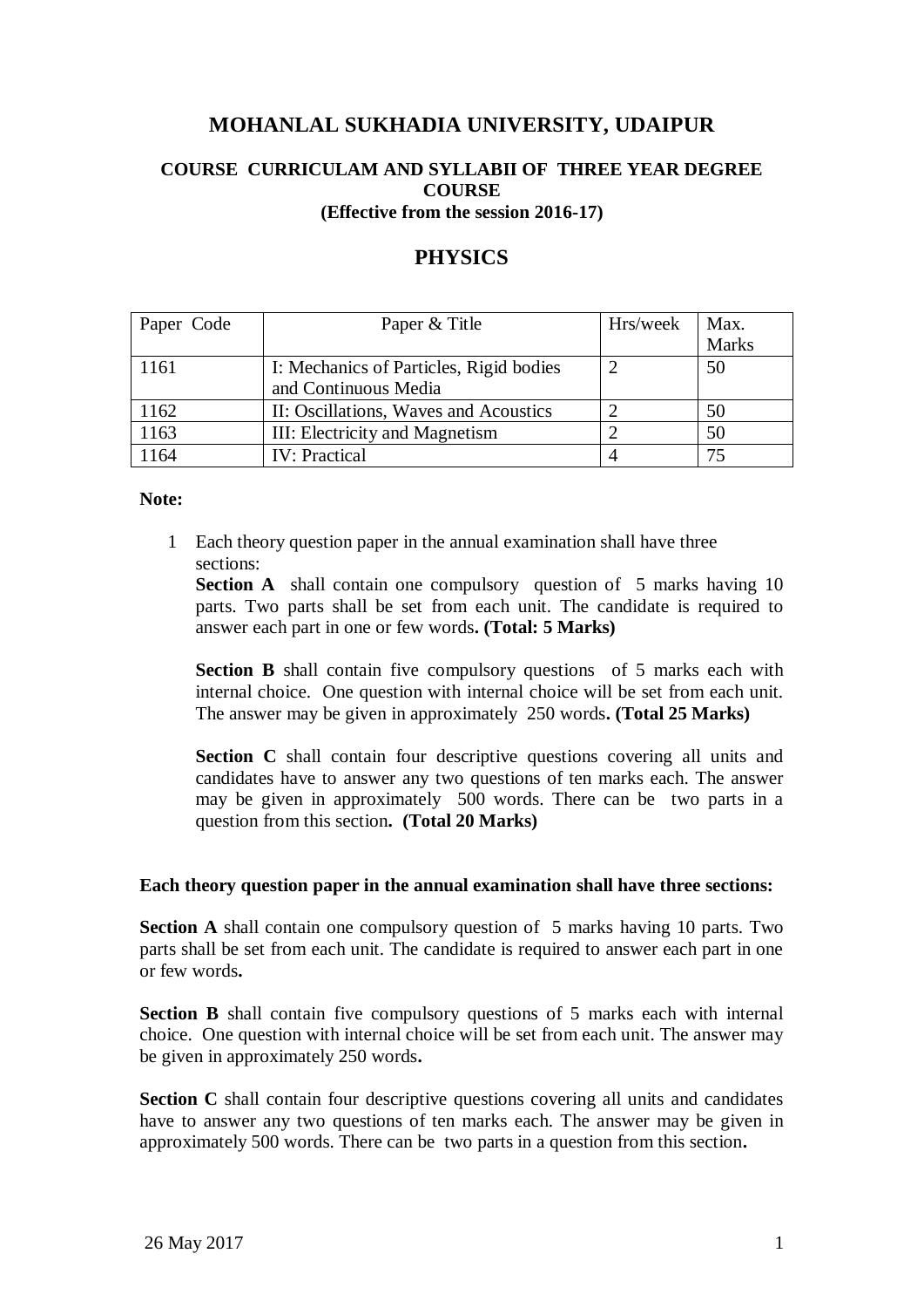# MOHANLAL SUKHADIA UNIVERSITY, UDAIPUR

### COURSE CURRICULAM AND SYLLABII OF THREE YEAR DEGREE COURSE

### (Effective from the session 2016-17)

## PHYSICS

| Paper Code | Paper & Title | Hrs/week | Max. Marks |
|---|---|---|---|
| 1161 | I: Mechanics of Particles, Rigid bodies and Continuous Media | 2 | 50 |
| 1162 | II: Oscillations, Waves and Acoustics | 2 | 50 |
| 1163 | III: Electricity and Magnetism | 2 | 50 |
| 1164 | IV: Practical | 4 | 75 |

**Note:**

1. Each theory question paper in the annual examination shall have three sections:

   **Section A** shall contain one compulsory question of 5 marks having 10 parts. Two parts shall be set from each unit. The candidate is required to answer each part in one or few words**. (Total: 5 Marks)**

   **Section B** shall contain five compulsory questions of 5 marks each with internal choice. One question with internal choice will be set from each unit. The answer may be given in approximately 250 words**. (Total 25 Marks)**

   **Section C** shall contain four descriptive questions covering all units and candidates have to answer any two questions of ten marks each. The answer may be given in approximately 500 words. There can be two parts in a question from this section**. (Total 20 Marks)**

**Each theory question paper in the annual examination shall have three sections:**

**Section A** shall contain one compulsory question of 5 marks having 10 parts. Two parts shall be set from each unit. The candidate is required to answer each part in one or few words**.**

**Section B** shall contain five compulsory questions of 5 marks each with internal choice. One question with internal choice will be set from each unit. The answer may be given in approximately 250 words**.**

**Section C** shall contain four descriptive questions covering all units and candidates have to answer any two questions of ten marks each. The answer may be given in approximately 500 words. There can be two parts in a question from this section**.**

26 May 2017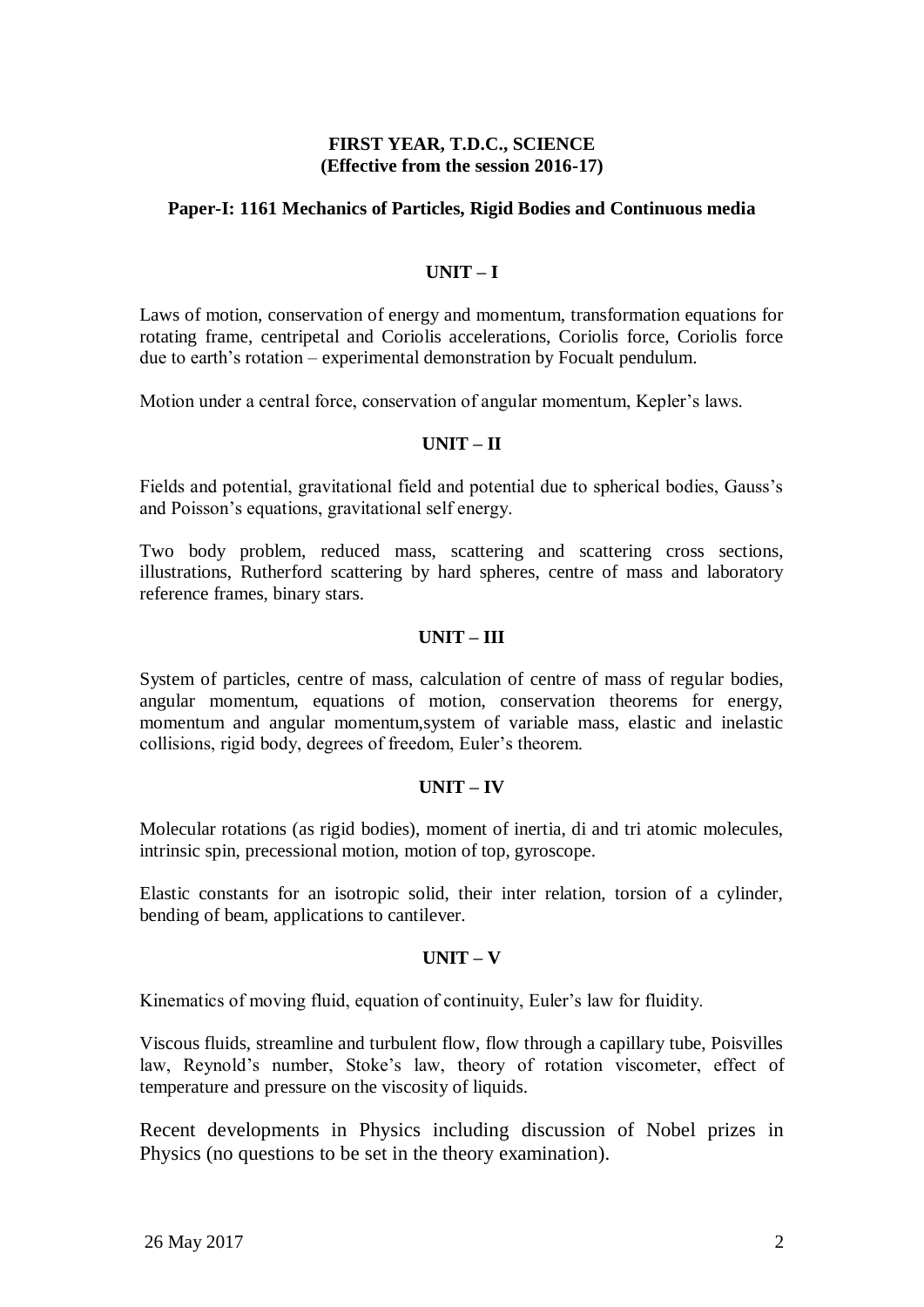**FIRST YEAR, T.D.C., SCIENCE**
**(Effective from the session 2016-17)**

**Paper-I: 1161 Mechanics of Particles, Rigid Bodies and Continuous media**

**UNIT – I**

Laws of motion, conservation of energy and momentum, transformation equations for rotating frame, centripetal and Coriolis accelerations, Coriolis force, Coriolis force due to earth's rotation – experimental demonstration by Focualt pendulum.

Motion under a central force, conservation of angular momentum, Kepler's laws.

**UNIT – II**

Fields and potential, gravitational field and potential due to spherical bodies, Gauss's and Poisson's equations, gravitational self energy.

Two body problem, reduced mass, scattering and scattering cross sections, illustrations, Rutherford scattering by hard spheres, centre of mass and laboratory reference frames, binary stars.

**UNIT – III**

System of particles, centre of mass, calculation of centre of mass of regular bodies, angular momentum, equations of motion, conservation theorems for energy, momentum and angular momentum,system of variable mass, elastic and inelastic collisions, rigid body, degrees of freedom, Euler's theorem.

**UNIT – IV**

Molecular rotations (as rigid bodies), moment of inertia, di and tri atomic molecules, intrinsic spin, precessional motion, motion of top, gyroscope.

Elastic constants for an isotropic solid, their inter relation, torsion of a cylinder, bending of beam, applications to cantilever.

**UNIT – V**

Kinematics of moving fluid, equation of continuity, Euler's law for fluidity.

Viscous fluids, streamline and turbulent flow, flow through a capillary tube, Poisvilles law, Reynold's number, Stoke's law, theory of rotation viscometer, effect of temperature and pressure on the viscosity of liquids.

Recent developments in Physics including discussion of Nobel prizes in Physics (no questions to be set in the theory examination).

26 May 2017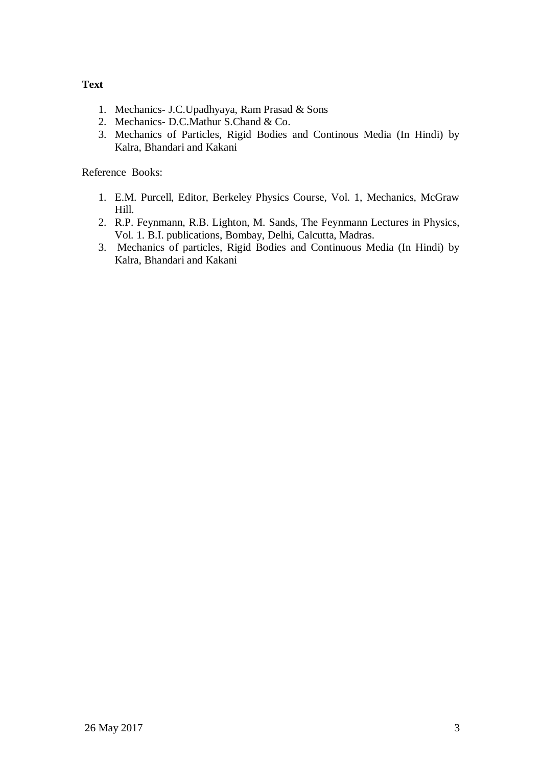**Text**

1. Mechanics- J.C.Upadhyaya, Ram Prasad & Sons
2. Mechanics- D.C.Mathur S.Chand & Co.
3. Mechanics of Particles, Rigid Bodies and Continous Media (In Hindi) by Kalra, Bhandari and Kakani

Reference Books:

1. E.M. Purcell, Editor, Berkeley Physics Course, Vol. 1, Mechanics, McGraw Hill.
2. R.P. Feynmann, R.B. Lighton, M. Sands, The Feynmann Lectures in Physics, Vol. 1. B.I. publications, Bombay, Delhi, Calcutta, Madras.
3. Mechanics of particles, Rigid Bodies and Continuous Media (In Hindi) by Kalra, Bhandari and Kakani